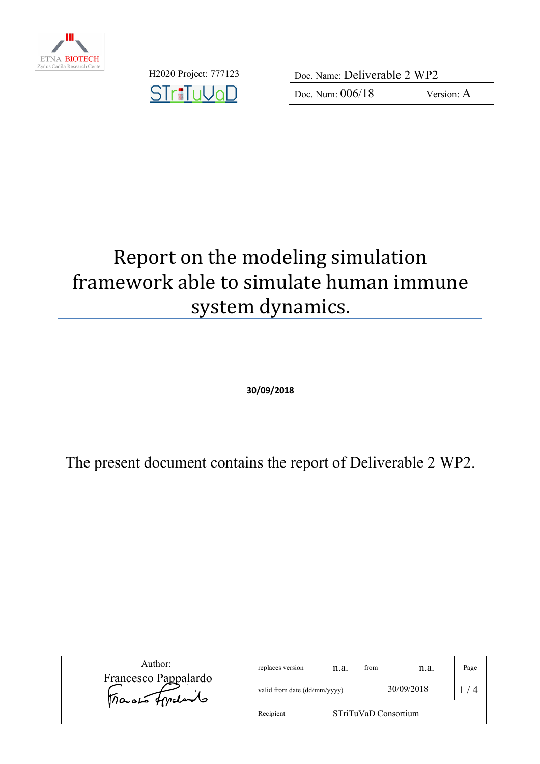ETNA BIOTECH
Zydus Cadila Research Center

H2020 Project: 777123

STriTuVaD

| Doc. Name: Deliverable 2 WP2 | |
|---|---|
| Doc. Num: 006/18 | Version: A |

# Report on the modeling simulation framework able to simulate human immune system dynamics.

**30/09/2018**

The present document contains the report of Deliverable 2 WP2.

| Author: Francesco Pappalardo | replaces version | n.a. | from | n.a. | Page |
|---|---|---|---|---|---|
| | valid from date (dd/mm/yyyy) | | 30/09/2018 | | 1 / 4 |
| | Recipient | STriTuVaD Consortium | | | |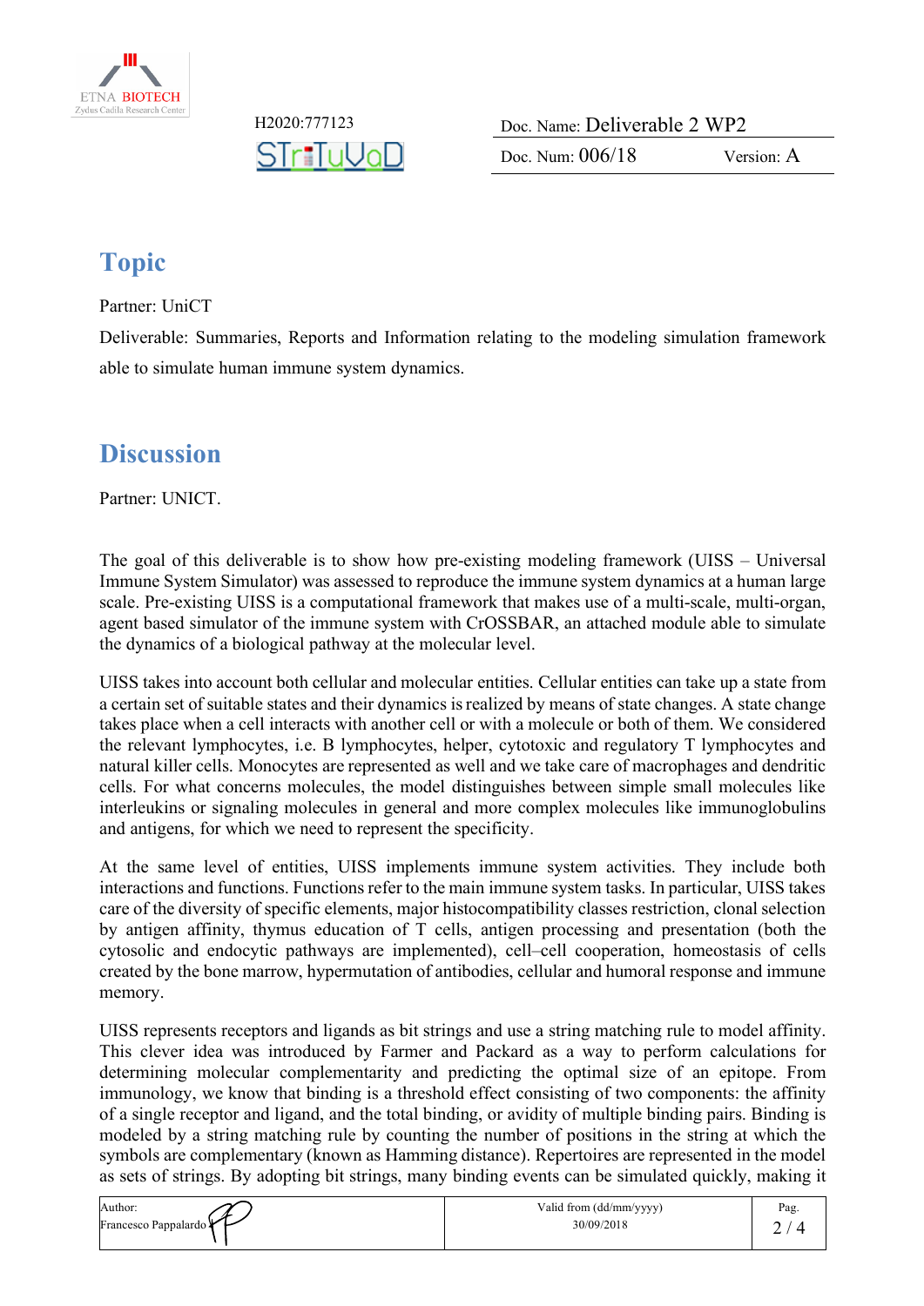# Topic

Partner: UniCT

Deliverable: Summaries, Reports and Information relating to the modeling simulation framework able to simulate human immune system dynamics.

# Discussion

Partner: UNICT.

The goal of this deliverable is to show how pre-existing modeling framework (UISS – Universal Immune System Simulator) was assessed to reproduce the immune system dynamics at a human large scale. Pre-existing UISS is a computational framework that makes use of a multi-scale, multi-organ, agent based simulator of the immune system with CrOSSBAR, an attached module able to simulate the dynamics of a biological pathway at the molecular level.

UISS takes into account both cellular and molecular entities. Cellular entities can take up a state from a certain set of suitable states and their dynamics is realized by means of state changes. A state change takes place when a cell interacts with another cell or with a molecule or both of them. We considered the relevant lymphocytes, i.e. B lymphocytes, helper, cytotoxic and regulatory T lymphocytes and natural killer cells. Monocytes are represented as well and we take care of macrophages and dendritic cells. For what concerns molecules, the model distinguishes between simple small molecules like interleukins or signaling molecules in general and more complex molecules like immunoglobulins and antigens, for which we need to represent the specificity.

At the same level of entities, UISS implements immune system activities. They include both interactions and functions. Functions refer to the main immune system tasks. In particular, UISS takes care of the diversity of specific elements, major histocompatibility classes restriction, clonal selection by antigen affinity, thymus education of T cells, antigen processing and presentation (both the cytosolic and endocytic pathways are implemented), cell–cell cooperation, homeostasis of cells created by the bone marrow, hypermutation of antibodies, cellular and humoral response and immune memory.

UISS represents receptors and ligands as bit strings and use a string matching rule to model affinity. This clever idea was introduced by Farmer and Packard as a way to perform calculations for determining molecular complementarity and predicting the optimal size of an epitope. From immunology, we know that binding is a threshold effect consisting of two components: the affinity of a single receptor and ligand, and the total binding, or avidity of multiple binding pairs. Binding is modeled by a string matching rule by counting the number of positions in the string at which the symbols are complementary (known as Hamming distance). Repertoires are represented in the model as sets of strings. By adopting bit strings, many binding events can be simulated quickly, making it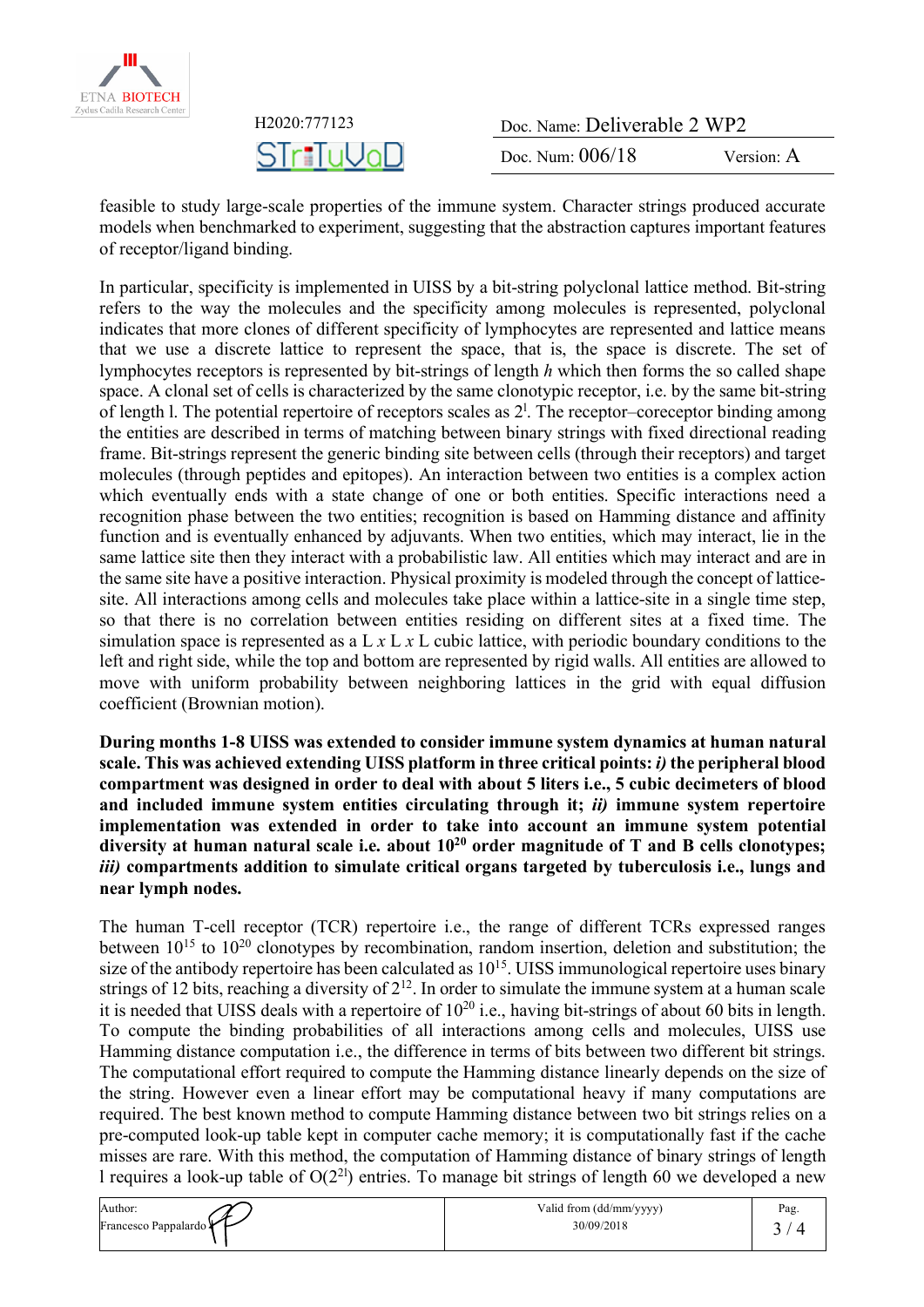feasible to study large-scale properties of the immune system. Character strings produced accurate models when benchmarked to experiment, suggesting that the abstraction captures important features of receptor/ligand binding.

In particular, specificity is implemented in UISS by a bit-string polyclonal lattice method. Bit-string refers to the way the molecules and the specificity among molecules is represented, polyclonal indicates that more clones of different specificity of lymphocytes are represented and lattice means that we use a discrete lattice to represent the space, that is, the space is discrete. The set of lymphocytes receptors is represented by bit-strings of length *h* which then forms the so called shape space. A clonal set of cells is characterized by the same clonotypic receptor, i.e. by the same bit-string of length l. The potential repertoire of receptors scales as $2^l$. The receptor–coreceptor binding among the entities are described in terms of matching between binary strings with fixed directional reading frame. Bit-strings represent the generic binding site between cells (through their receptors) and target molecules (through peptides and epitopes). An interaction between two entities is a complex action which eventually ends with a state change of one or both entities. Specific interactions need a recognition phase between the two entities; recognition is based on Hamming distance and affinity function and is eventually enhanced by adjuvants. When two entities, which may interact, lie in the same lattice site then they interact with a probabilistic law. All entities which may interact and are in the same site have a positive interaction. Physical proximity is modeled through the concept of lattice-site. All interactions among cells and molecules take place within a lattice-site in a single time step, so that there is no correlation between entities residing on different sites at a fixed time. The simulation space is represented as a L *x* L *x* L cubic lattice, with periodic boundary conditions to the left and right side, while the top and bottom are represented by rigid walls. All entities are allowed to move with uniform probability between neighboring lattices in the grid with equal diffusion coefficient (Brownian motion).

**During months 1-8 UISS was extended to consider immune system dynamics at human natural scale. This was achieved extending UISS platform in three critical points: *i)* the peripheral blood compartment was designed in order to deal with about 5 liters i.e., 5 cubic decimeters of blood and included immune system entities circulating through it; *ii)* immune system repertoire implementation was extended in order to take into account an immune system potential diversity at human natural scale i.e. about $10^{20}$ order magnitude of T and B cells clonotypes; *iii)* compartments addition to simulate critical organs targeted by tuberculosis i.e., lungs and near lymph nodes.**

The human T-cell receptor (TCR) repertoire i.e., the range of different TCRs expressed ranges between $10^{15}$ to $10^{20}$ clonotypes by recombination, random insertion, deletion and substitution; the size of the antibody repertoire has been calculated as $10^{15}$. UISS immunological repertoire uses binary strings of 12 bits, reaching a diversity of $2^{12}$. In order to simulate the immune system at a human scale it is needed that UISS deals with a repertoire of $10^{20}$ i.e., having bit-strings of about 60 bits in length. To compute the binding probabilities of all interactions among cells and molecules, UISS use Hamming distance computation i.e., the difference in terms of bits between two different bit strings. The computational effort required to compute the Hamming distance linearly depends on the size of the string. However even a linear effort may be computational heavy if many computations are required. The best known method to compute Hamming distance between two bit strings relies on a pre-computed look-up table kept in computer cache memory; it is computationally fast if the cache misses are rare. With this method, the computation of Hamming distance of binary strings of length l requires a look-up table of $O(2^{2l})$ entries. To manage bit strings of length 60 we developed a new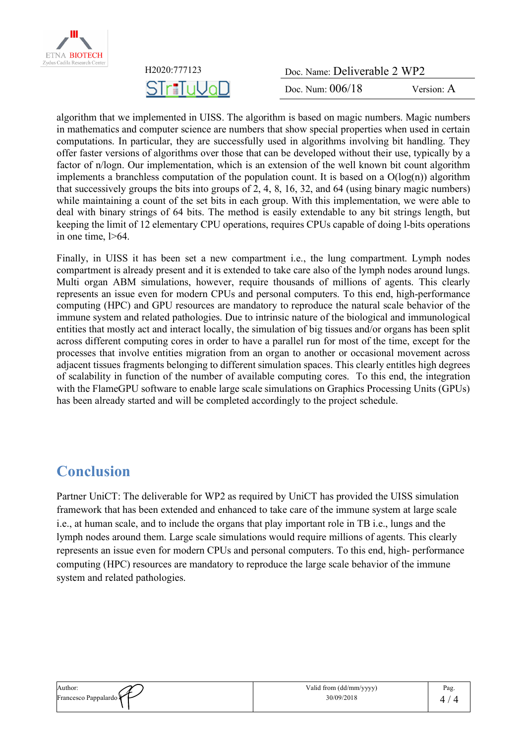algorithm that we implemented in UISS. The algorithm is based on magic numbers. Magic numbers in mathematics and computer science are numbers that show special properties when used in certain computations. In particular, they are successfully used in algorithms involving bit handling. They offer faster versions of algorithms over those that can be developed without their use, typically by a factor of n/logn. Our implementation, which is an extension of the well known bit count algorithm implements a branchless computation of the population count. It is based on a O(log(n)) algorithm that successively groups the bits into groups of 2, 4, 8, 16, 32, and 64 (using binary magic numbers) while maintaining a count of the set bits in each group. With this implementation, we were able to deal with binary strings of 64 bits. The method is easily extendable to any bit strings length, but keeping the limit of 12 elementary CPU operations, requires CPUs capable of doing l-bits operations in one time, l>64.

Finally, in UISS it has been set a new compartment i.e., the lung compartment. Lymph nodes compartment is already present and it is extended to take care also of the lymph nodes around lungs. Multi organ ABM simulations, however, require thousands of millions of agents. This clearly represents an issue even for modern CPUs and personal computers. To this end, high-performance computing (HPC) and GPU resources are mandatory to reproduce the natural scale behavior of the immune system and related pathologies. Due to intrinsic nature of the biological and immunological entities that mostly act and interact locally, the simulation of big tissues and/or organs has been split across different computing cores in order to have a parallel run for most of the time, except for the processes that involve entities migration from an organ to another or occasional movement across adjacent tissues fragments belonging to different simulation spaces. This clearly entitles high degrees of scalability in function of the number of available computing cores. To this end, the integration with the FlameGPU software to enable large scale simulations on Graphics Processing Units (GPUs) has been already started and will be completed accordingly to the project schedule.

## Conclusion

Partner UniCT: The deliverable for WP2 as required by UniCT has provided the UISS simulation framework that has been extended and enhanced to take care of the immune system at large scale i.e., at human scale, and to include the organs that play important role in TB i.e., lungs and the lymph nodes around them. Large scale simulations would require millions of agents. This clearly represents an issue even for modern CPUs and personal computers. To this end, high- performance computing (HPC) resources are mandatory to reproduce the large scale behavior of the immune system and related pathologies.